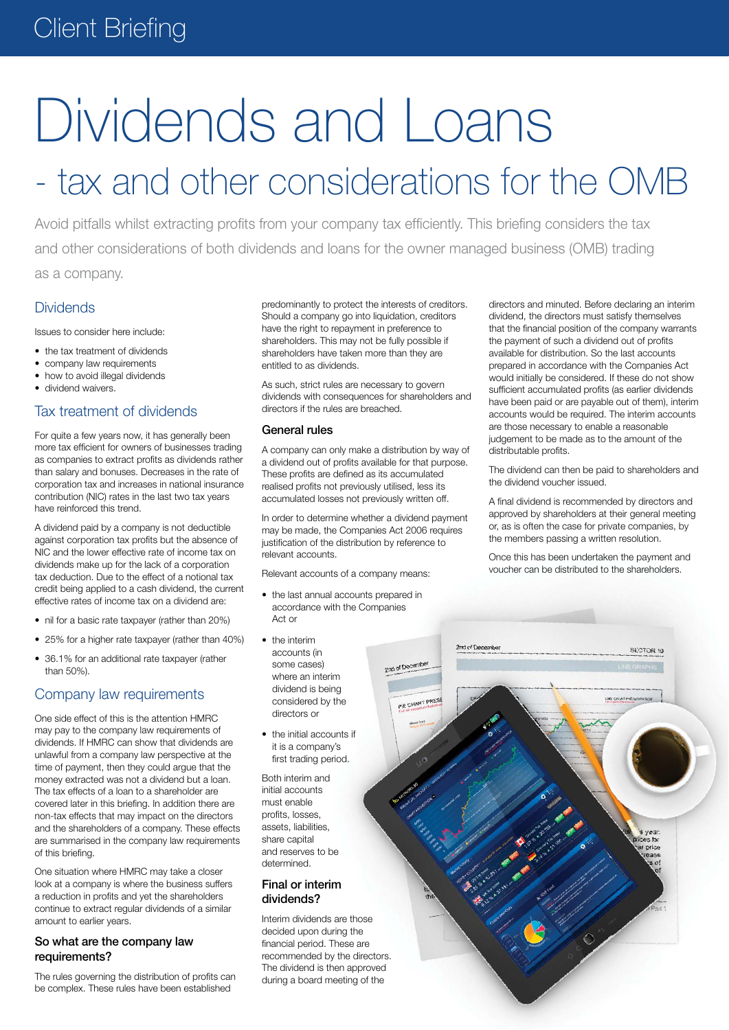# Dividends and Loans

## - tax and other considerations for the OMB

Avoid pitfalls whilst extracting profits from your company tax efficiently. This briefing considers the tax and other considerations of both dividends and loans for the owner managed business (OMB) trading as a company.

## Dividends

Issues to consider here include:

- the tax treatment of dividends
- company law requirements
- how to avoid illegal dividends
- dividend waivers.

## Tax treatment of dividends

For quite a few years now, it has generally been more tax efficient for owners of businesses trading as companies to extract profits as dividends rather than salary and bonuses. Decreases in the rate of corporation tax and increases in national insurance contribution (NIC) rates in the last two tax years have reinforced this trend.

A dividend paid by a company is not deductible against corporation tax profits but the absence of NIC and the lower effective rate of income tax on dividends make up for the lack of a corporation tax deduction. Due to the effect of a notional tax credit being applied to a cash dividend, the current effective rates of income tax on a dividend are:

- nil for a basic rate taxpayer (rather than 20%)
- 25% for a higher rate taxpayer (rather than 40%)
- 36.1% for an additional rate taxpayer (rather than 50%).

## Company law requirements

One side effect of this is the attention HMRC may pay to the company law requirements of dividends. If HMRC can show that dividends are unlawful from a company law perspective at the time of payment, then they could argue that the money extracted was not a dividend but a loan. The tax effects of a loan to a shareholder are covered later in this briefing. In addition there are non-tax effects that may impact on the directors and the shareholders of a company. These effects are summarised in the company law requirements of this briefing.

One situation where HMRC may take a closer look at a company is where the business suffers a reduction in profits and yet the shareholders continue to extract regular dividends of a similar amount to earlier years.

### So what are the company law requirements?

The rules governing the distribution of profits can be complex. These rules have been established predominantly to protect the interests of creditors. Should a company go into liquidation, creditors have the right to repayment in preference to shareholders. This may not be fully possible if shareholders have taken more than they are entitled to as dividends.

As such, strict rules are necessary to govern dividends with consequences for shareholders and directors if the rules are breached.

### General rules

A company can only make a distribution by way of a dividend out of profits available for that purpose. These profits are defined as its accumulated realised profits not previously utilised, less its accumulated losses not previously written off.

In order to determine whether a dividend payment may be made, the Companies Act 2006 requires justification of the distribution by reference to relevant accounts.

Relevant accounts of a company means:

- the last annual accounts prepared in accordance with the Companies Act or
- the interim accounts (in some cases) where an interim dividend is being considered by the directors or
- the initial accounts if it is a company's first trading period.

Both interim and initial accounts must enable profits, losses, assets, liabilities, share capital and reserves to be determined.

### Final or interim dividends?

Interim dividends are those decided upon during the financial period. These are recommended by the directors. The dividend is then approved during a board meeting of the directors and minuted. Before declaring an interim dividend, the directors must satisfy themselves that the financial position of the company warrants the payment of such a dividend out of profits available for distribution. So the last accounts prepared in accordance with the Companies Act would initially be considered. If these do not show sufficient accumulated profits (as earlier dividends have been paid or are payable out of them), interim accounts would be required. The interim accounts are those necessary to enable a reasonable judgement to be made as to the amount of the distributable profits.

The dividend can then be paid to shareholders and the dividend voucher issued.

A final dividend is recommended by directors and approved by shareholders at their general meeting or, as is often the case for private companies, by the members passing a written resolution.

Once this has been undertaken the payment and voucher can be distributed to the shareholders.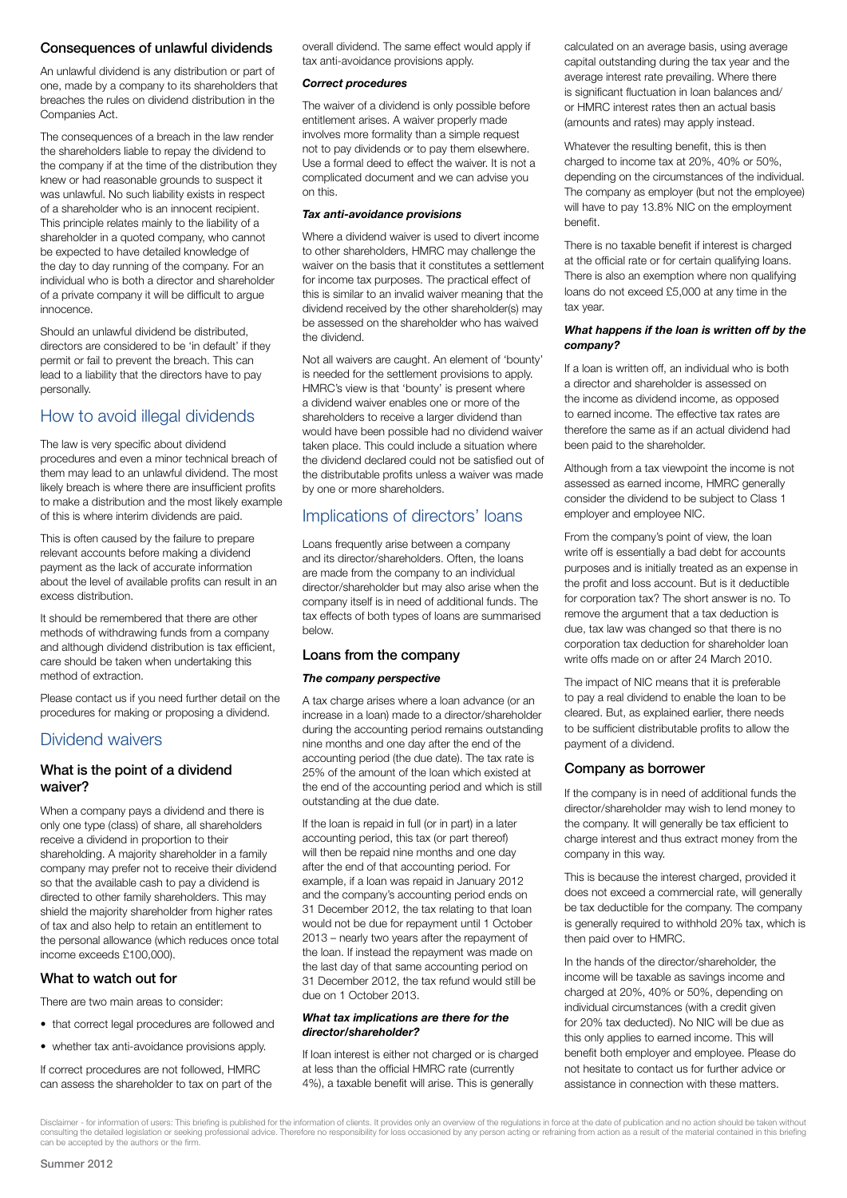### Consequences of unlawful dividends

An unlawful dividend is any distribution or part of one, made by a company to its shareholders that breaches the rules on dividend distribution in the Companies Act.

The consequences of a breach in the law render the shareholders liable to repay the dividend to the company if at the time of the distribution they knew or had reasonable grounds to suspect it was unlawful. No such liability exists in respect of a shareholder who is an innocent recipient. This principle relates mainly to the liability of a shareholder in a quoted company, who cannot be expected to have detailed knowledge of the day to day running of the company. For an individual who is both a director and shareholder of a private company it will be difficult to argue innocence.

Should an unlawful dividend be distributed, directors are considered to be 'in default' if they permit or fail to prevent the breach. This can lead to a liability that the directors have to pay personally.

## How to avoid illegal dividends

The law is very specific about dividend procedures and even a minor technical breach of them may lead to an unlawful dividend. The most likely breach is where there are insufficient profits to make a distribution and the most likely example of this is where interim dividends are paid.

This is often caused by the failure to prepare relevant accounts before making a dividend payment as the lack of accurate information about the level of available profits can result in an excess distribution.

It should be remembered that there are other methods of withdrawing funds from a company and although dividend distribution is tax efficient, care should be taken when undertaking this method of extraction.

Please contact us if you need further detail on the procedures for making or proposing a dividend.

## Dividend waivers

### What is the point of a dividend waiver?

When a company pays a dividend and there is only one type (class) of share, all shareholders receive a dividend in proportion to their shareholding. A majority shareholder in a family company may prefer not to receive their dividend so that the available cash to pay a dividend is directed to other family shareholders. This may shield the majority shareholder from higher rates of tax and also help to retain an entitlement to the personal allowance (which reduces once total income exceeds £100,000).

### What to watch out for

There are two main areas to consider:

- that correct legal procedures are followed and
- whether tax anti-avoidance provisions apply.

If correct procedures are not followed, HMRC can assess the shareholder to tax on part of the overall dividend. The same effect would apply if tax anti-avoidance provisions apply.

#### *Correct procedures*

The waiver of a dividend is only possible before entitlement arises. A waiver properly made involves more formality than a simple request not to pay dividends or to pay them elsewhere. Use a formal deed to effect the waiver. It is not a complicated document and we can advise you on this.

#### *Tax anti-avoidance provisions*

Where a dividend waiver is used to divert income to other shareholders, HMRC may challenge the waiver on the basis that it constitutes a settlement for income tax purposes. The practical effect of this is similar to an invalid waiver meaning that the dividend received by the other shareholder(s) may be assessed on the shareholder who has waived the dividend.

Not all waivers are caught. An element of 'bounty' is needed for the settlement provisions to apply. HMRC's view is that 'bounty' is present where a dividend waiver enables one or more of the shareholders to receive a larger dividend than would have been possible had no dividend waiver taken place. This could include a situation where the dividend declared could not be satisfied out of the distributable profits unless a waiver was made by one or more shareholders.

## Implications of directors' loans

Loans frequently arise between a company and its director/shareholders. Often, the loans are made from the company to an individual director/shareholder but may also arise when the company itself is in need of additional funds. The tax effects of both types of loans are summarised below.

### Loans from the company

#### *The company perspective*

A tax charge arises where a loan advance (or an increase in a loan) made to a director/shareholder during the accounting period remains outstanding nine months and one day after the end of the accounting period (the due date). The tax rate is 25% of the amount of the loan which existed at the end of the accounting period and which is still outstanding at the due date.

If the loan is repaid in full (or in part) in a later accounting period, this tax (or part thereof) will then be repaid nine months and one day after the end of that accounting period. For example, if a loan was repaid in January 2012 and the company's accounting period ends on 31 December 2012, the tax relating to that loan would not be due for repayment until 1 October 2013 – nearly two years after the repayment of the loan. If instead the repayment was made on the last day of that same accounting period on 31 December 2012, the tax refund would still be due on 1 October 2013.

#### *What tax implications are there for the director/shareholder?*

If loan interest is either not charged or is charged at less than the official HMRC rate (currently 4%), a taxable benefit will arise. This is generally calculated on an average basis, using average capital outstanding during the tax year and the average interest rate prevailing. Where there is significant fluctuation in loan balances and/or HMRC interest rates then an actual basis (amounts and rates) may apply instead.

Whatever the resulting benefit, this is then charged to income tax at 20%, 40% or 50%, depending on the circumstances of the individual. The company as employer (but not the employee) will have to pay 13.8% NIC on the employment benefit.

There is no taxable benefit if interest is charged at the official rate or for certain qualifying loans. There is also an exemption where non qualifying loans do not exceed £5,000 at any time in the tax year.

#### *What happens if the loan is written off by the company?*

If a loan is written off, an individual who is both a director and shareholder is assessed on the income as dividend income, as opposed to earned income. The effective tax rates are therefore the same as if an actual dividend had been paid to the shareholder.

Although from a tax viewpoint the income is not assessed as earned income, HMRC generally consider the dividend to be subject to Class 1 employer and employee NIC.

From the company's point of view, the loan write off is essentially a bad debt for accounts purposes and is initially treated as an expense in the profit and loss account. But is it deductible for corporation tax? The short answer is no. To remove the argument that a tax deduction is due, tax law was changed so that there is no corporation tax deduction for shareholder loan write offs made on or after 24 March 2010.

The impact of NIC means that it is preferable to pay a real dividend to enable the loan to be cleared. But, as explained earlier, there needs to be sufficient distributable profits to allow the payment of a dividend.

### Company as borrower

If the company is in need of additional funds the director/shareholder may wish to lend money to the company. It will generally be tax efficient to charge interest and thus extract money from the company in this way.

This is because the interest charged, provided it does not exceed a commercial rate, will generally be tax deductible for the company. The company is generally required to withhold 20% tax, which is then paid over to HMRC.

In the hands of the director/shareholder, the income will be taxable as savings income and charged at 20%, 40% or 50%, depending on individual circumstances (with a credit given for 20% tax deducted). No NIC will be due as this only applies to earned income. This will benefit both employer and employee. Please do not hesitate to contact us for further advice or assistance in connection with these matters.

Disclaimer - for information of users: This briefing is published for the information of clients. It provides only an overview of the regulations in force at the date of publication and no action should be taken without consulting the detailed legislation or seeking professional advice. Therefore no responsibility for loss occasioned by any person acting or refraining from action as a result of the material contained in this briefing can be accepted by the authors or the firm.

Summer 2012